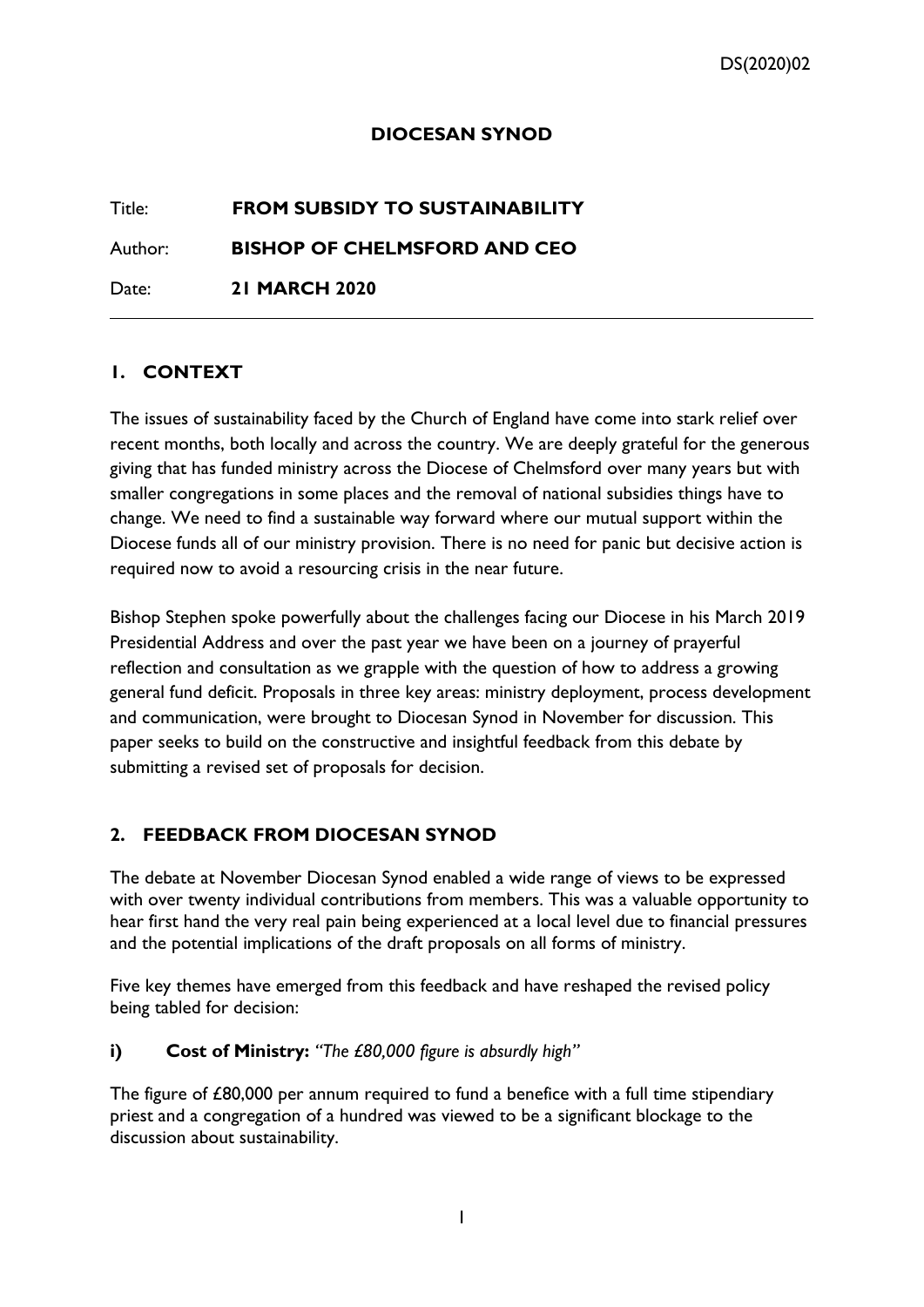DS(2020)02

**DIOCESAN SYNOD**

Title: **FROM SUBSIDY TO SUSTAINABILITY**

Author: **BISHOP OF CHELMSFORD AND CEO**

Date: **21 MARCH 2020**

---

## 1. CONTEXT

The issues of sustainability faced by the Church of England have come into stark relief over recent months, both locally and across the country. We are deeply grateful for the generous giving that has funded ministry across the Diocese of Chelmsford over many years but with smaller congregations in some places and the removal of national subsidies things have to change. We need to find a sustainable way forward where our mutual support within the Diocese funds all of our ministry provision. There is no need for panic but decisive action is required now to avoid a resourcing crisis in the near future.

Bishop Stephen spoke powerfully about the challenges facing our Diocese in his March 2019 Presidential Address and over the past year we have been on a journey of prayerful reflection and consultation as we grapple with the question of how to address a growing general fund deficit. Proposals in three key areas: ministry deployment, process development and communication, were brought to Diocesan Synod in November for discussion. This paper seeks to build on the constructive and insightful feedback from this debate by submitting a revised set of proposals for decision.

## 2. FEEDBACK FROM DIOCESAN SYNOD

The debate at November Diocesan Synod enabled a wide range of views to be expressed with over twenty individual contributions from members. This was a valuable opportunity to hear first hand the very real pain being experienced at a local level due to financial pressures and the potential implications of the draft proposals on all forms of ministry.

Five key themes have emerged from this feedback and have reshaped the revised policy being tabled for decision:

**i) Cost of Ministry:** *"The £80,000 figure is absurdly high"*

The figure of £80,000 per annum required to fund a benefice with a full time stipendiary priest and a congregation of a hundred was viewed to be a significant blockage to the discussion about sustainability.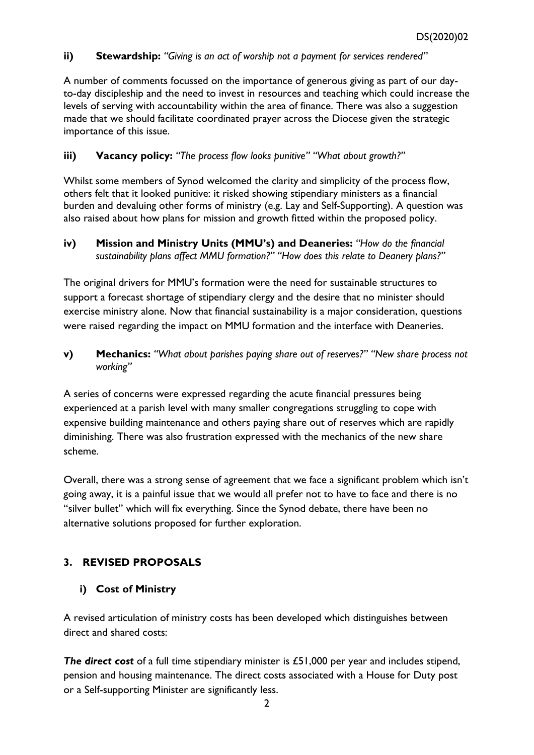**ii) Stewardship:** *"Giving is an act of worship not a payment for services rendered"*

A number of comments focussed on the importance of generous giving as part of our day-to-day discipleship and the need to invest in resources and teaching which could increase the levels of serving with accountability within the area of finance. There was also a suggestion made that we should facilitate coordinated prayer across the Diocese given the strategic importance of this issue.

**iii) Vacancy policy:** *"The process flow looks punitive" "What about growth?"*

Whilst some members of Synod welcomed the clarity and simplicity of the process flow, others felt that it looked punitive: it risked showing stipendiary ministers as a financial burden and devaluing other forms of ministry (e.g. Lay and Self-Supporting). A question was also raised about how plans for mission and growth fitted within the proposed policy.

**iv) Mission and Ministry Units (MMU's) and Deaneries:** *"How do the financial sustainability plans affect MMU formation?" "How does this relate to Deanery plans?"*

The original drivers for MMU's formation were the need for sustainable structures to support a forecast shortage of stipendiary clergy and the desire that no minister should exercise ministry alone. Now that financial sustainability is a major consideration, questions were raised regarding the impact on MMU formation and the interface with Deaneries.

**v) Mechanics:** *"What about parishes paying share out of reserves?" "New share process not working"*

A series of concerns were expressed regarding the acute financial pressures being experienced at a parish level with many smaller congregations struggling to cope with expensive building maintenance and others paying share out of reserves which are rapidly diminishing. There was also frustration expressed with the mechanics of the new share scheme.

Overall, there was a strong sense of agreement that we face a significant problem which isn't going away, it is a painful issue that we would all prefer not to have to face and there is no "silver bullet" which will fix everything. Since the Synod debate, there have been no alternative solutions proposed for further exploration.

## 3. REVISED PROPOSALS

### i) Cost of Ministry

A revised articulation of ministry costs has been developed which distinguishes between direct and shared costs:

***The direct cost*** of a full time stipendiary minister is £51,000 per year and includes stipend, pension and housing maintenance. The direct costs associated with a House for Duty post or a Self-supporting Minister are significantly less.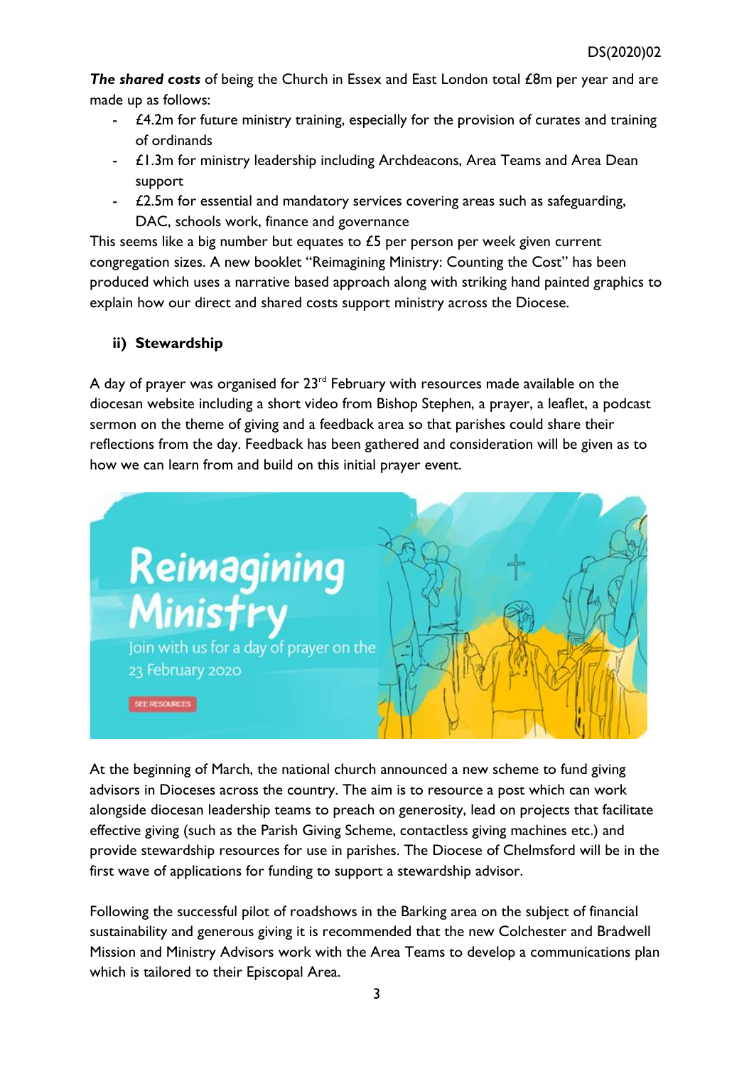***The shared costs*** of being the Church in Essex and East London total £8m per year and are made up as follows:

- £4.2m for future ministry training, especially for the provision of curates and training of ordinands
- £1.3m for ministry leadership including Archdeacons, Area Teams and Area Dean support
- £2.5m for essential and mandatory services covering areas such as safeguarding, DAC, schools work, finance and governance

This seems like a big number but equates to £5 per person per week given current congregation sizes. A new booklet "Reimagining Ministry: Counting the Cost" has been produced which uses a narrative based approach along with striking hand painted graphics to explain how our direct and shared costs support ministry across the Diocese.

### ii) Stewardship

A day of prayer was organised for 23rd February with resources made available on the diocesan website including a short video from Bishop Stephen, a prayer, a leaflet, a podcast sermon on the theme of giving and a feedback area so that parishes could share their reflections from the day. Feedback has been gathered and consideration will be given as to how we can learn from and build on this initial prayer event.

At the beginning of March, the national church announced a new scheme to fund giving advisors in Dioceses across the country. The aim is to resource a post which can work alongside diocesan leadership teams to preach on generosity, lead on projects that facilitate effective giving (such as the Parish Giving Scheme, contactless giving machines etc.) and provide stewardship resources for use in parishes. The Diocese of Chelmsford will be in the first wave of applications for funding to support a stewardship advisor.

Following the successful pilot of roadshows in the Barking area on the subject of financial sustainability and generous giving it is recommended that the new Colchester and Bradwell Mission and Ministry Advisors work with the Area Teams to develop a communications plan which is tailored to their Episcopal Area.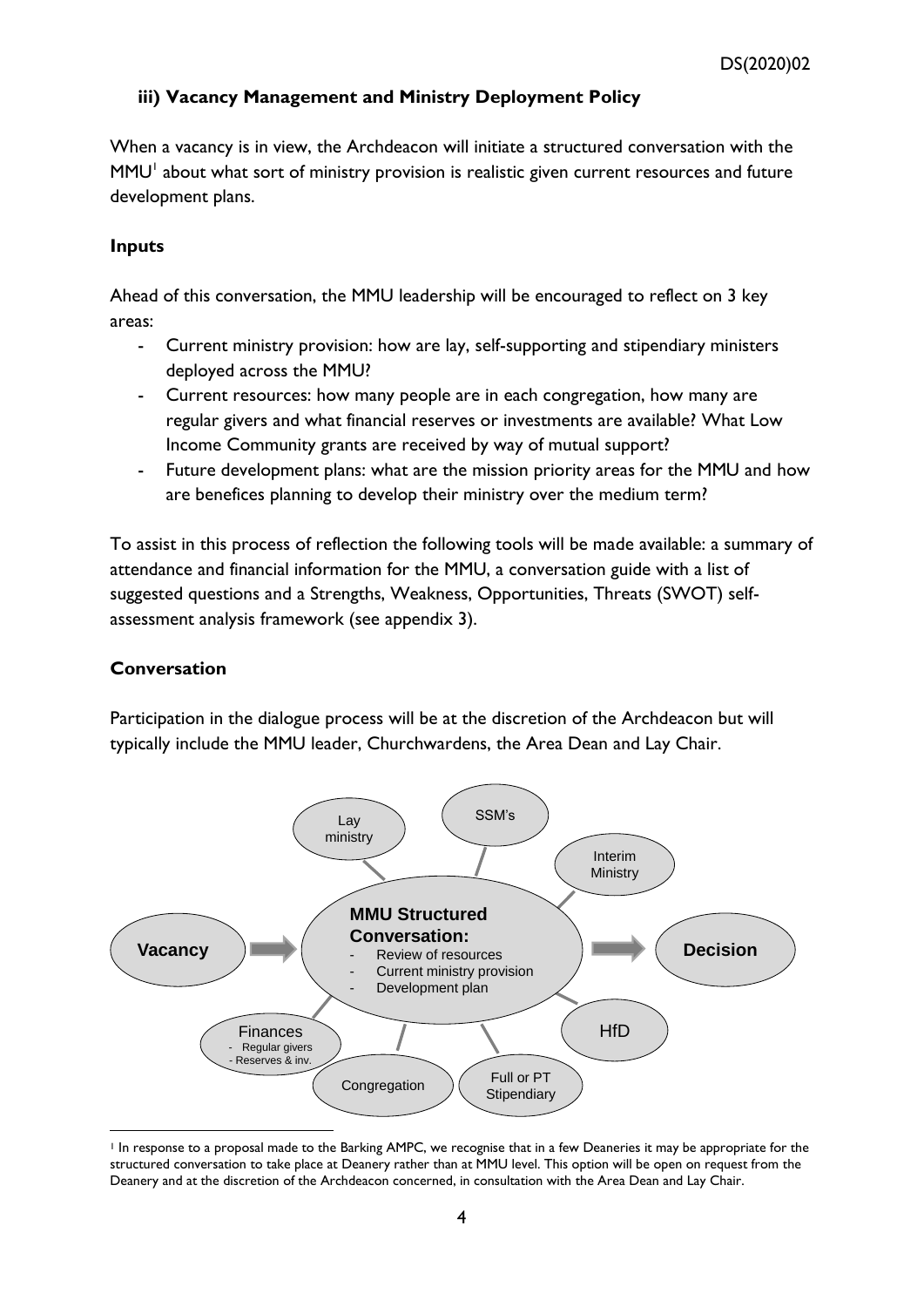### iii) Vacancy Management and Ministry Deployment Policy

When a vacancy is in view, the Archdeacon will initiate a structured conversation with the MMU[1] about what sort of ministry provision is realistic given current resources and future development plans.

**Inputs**

Ahead of this conversation, the MMU leadership will be encouraged to reflect on 3 key areas:

- Current ministry provision: how are lay, self-supporting and stipendiary ministers deployed across the MMU?
- Current resources: how many people are in each congregation, how many are regular givers and what financial reserves or investments are available? What Low Income Community grants are received by way of mutual support?
- Future development plans: what are the mission priority areas for the MMU and how are benefices planning to develop their ministry over the medium term?

To assist in this process of reflection the following tools will be made available: a summary of attendance and financial information for the MMU, a conversation guide with a list of suggested questions and a Strengths, Weakness, Opportunities, Threats (SWOT) self-assessment analysis framework (see appendix 3).

**Conversation**

Participation in the dialogue process will be at the discretion of the Archdeacon but will typically include the MMU leader, Churchwardens, the Area Dean and Lay Chair.

Vacancy → **MMU Structured Conversation:**
- Review of resources
- Current ministry provision
- Development plan

→ **Decision**

Lay ministry | SSM's | Interim Ministry | HfD | Full or PT Stipendiary | Congregation | Finances (- Regular givers - Reserves & inv.)

[1] In response to a proposal made to the Barking AMPC, we recognise that in a few Deaneries it may be appropriate for the structured conversation to take place at Deanery rather than at MMU level. This option will be open on request from the Deanery and at the discretion of the Archdeacon concerned, in consultation with the Area Dean and Lay Chair.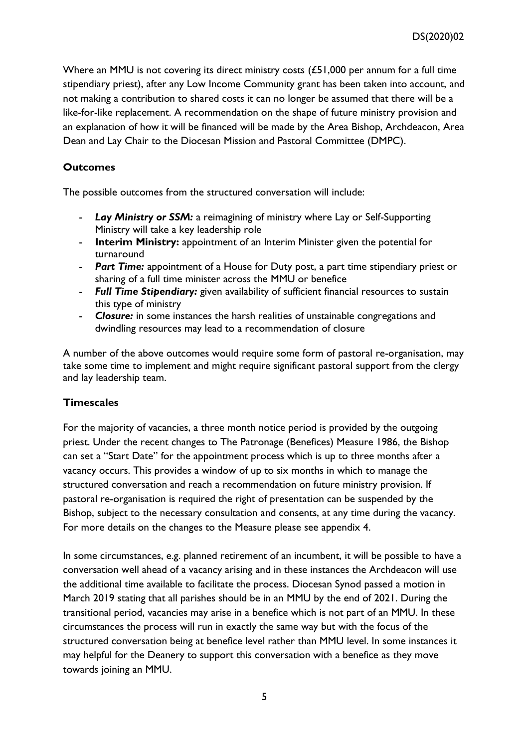Where an MMU is not covering its direct ministry costs (£51,000 per annum for a full time stipendiary priest), after any Low Income Community grant has been taken into account, and not making a contribution to shared costs it can no longer be assumed that there will be a like-for-like replacement. A recommendation on the shape of future ministry provision and an explanation of how it will be financed will be made by the Area Bishop, Archdeacon, Area Dean and Lay Chair to the Diocesan Mission and Pastoral Committee (DMPC).

**Outcomes**

The possible outcomes from the structured conversation will include:

- ***Lay Ministry or SSM:*** a reimagining of ministry where Lay or Self-Supporting Ministry will take a key leadership role
- **Interim Ministry:** appointment of an Interim Minister given the potential for turnaround
- ***Part Time:*** appointment of a House for Duty post, a part time stipendiary priest or sharing of a full time minister across the MMU or benefice
- ***Full Time Stipendiary:*** given availability of sufficient financial resources to sustain this type of ministry
- ***Closure:*** in some instances the harsh realities of unstainable congregations and dwindling resources may lead to a recommendation of closure

A number of the above outcomes would require some form of pastoral re-organisation, may take some time to implement and might require significant pastoral support from the clergy and lay leadership team.

**Timescales**

For the majority of vacancies, a three month notice period is provided by the outgoing priest. Under the recent changes to The Patronage (Benefices) Measure 1986, the Bishop can set a "Start Date" for the appointment process which is up to three months after a vacancy occurs. This provides a window of up to six months in which to manage the structured conversation and reach a recommendation on future ministry provision. If pastoral re-organisation is required the right of presentation can be suspended by the Bishop, subject to the necessary consultation and consents, at any time during the vacancy. For more details on the changes to the Measure please see appendix 4.

In some circumstances, e.g. planned retirement of an incumbent, it will be possible to have a conversation well ahead of a vacancy arising and in these instances the Archdeacon will use the additional time available to facilitate the process. Diocesan Synod passed a motion in March 2019 stating that all parishes should be in an MMU by the end of 2021. During the transitional period, vacancies may arise in a benefice which is not part of an MMU. In these circumstances the process will run in exactly the same way but with the focus of the structured conversation being at benefice level rather than MMU level. In some instances it may helpful for the Deanery to support this conversation with a benefice as they move towards joining an MMU.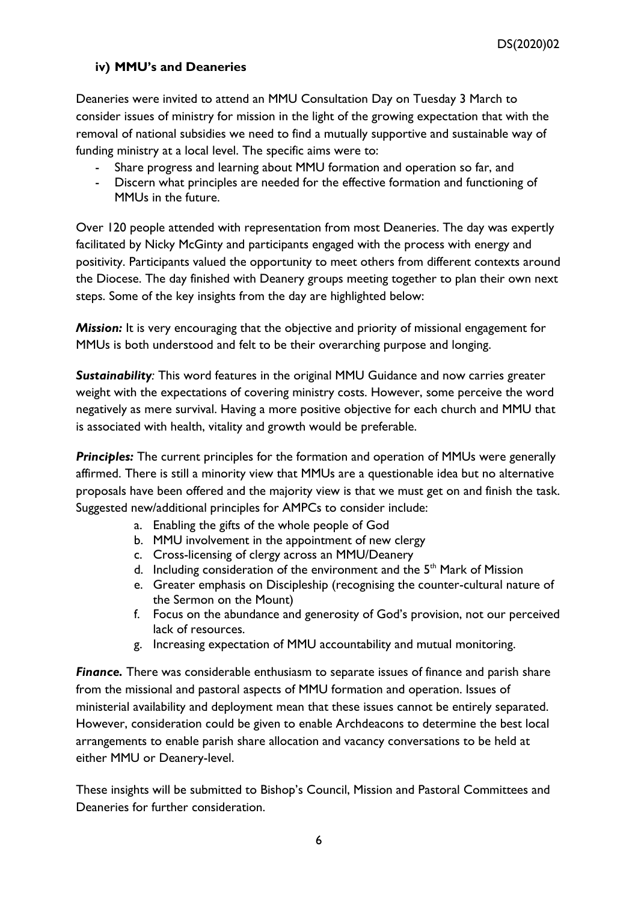### iv) MMU's and Deaneries

Deaneries were invited to attend an MMU Consultation Day on Tuesday 3 March to consider issues of ministry for mission in the light of the growing expectation that with the removal of national subsidies we need to find a mutually supportive and sustainable way of funding ministry at a local level. The specific aims were to:

- Share progress and learning about MMU formation and operation so far, and
- Discern what principles are needed for the effective formation and functioning of MMUs in the future.

Over 120 people attended with representation from most Deaneries. The day was expertly facilitated by Nicky McGinty and participants engaged with the process with energy and positivity. Participants valued the opportunity to meet others from different contexts around the Diocese. The day finished with Deanery groups meeting together to plan their own next steps. Some of the key insights from the day are highlighted below:

***Mission:*** It is very encouraging that the objective and priority of missional engagement for MMUs is both understood and felt to be their overarching purpose and longing.

***Sustainability:*** This word features in the original MMU Guidance and now carries greater weight with the expectations of covering ministry costs. However, some perceive the word negatively as mere survival. Having a more positive objective for each church and MMU that is associated with health, vitality and growth would be preferable.

***Principles:*** The current principles for the formation and operation of MMUs were generally affirmed. There is still a minority view that MMUs are a questionable idea but no alternative proposals have been offered and the majority view is that we must get on and finish the task. Suggested new/additional principles for AMPCs to consider include:

a. Enabling the gifts of the whole people of God
b. MMU involvement in the appointment of new clergy
c. Cross-licensing of clergy across an MMU/Deanery
d. Including consideration of the environment and the 5th Mark of Mission
e. Greater emphasis on Discipleship (recognising the counter-cultural nature of the Sermon on the Mount)
f. Focus on the abundance and generosity of God's provision, not our perceived lack of resources.
g. Increasing expectation of MMU accountability and mutual monitoring.

***Finance.*** There was considerable enthusiasm to separate issues of finance and parish share from the missional and pastoral aspects of MMU formation and operation. Issues of ministerial availability and deployment mean that these issues cannot be entirely separated. However, consideration could be given to enable Archdeacons to determine the best local arrangements to enable parish share allocation and vacancy conversations to be held at either MMU or Deanery-level.

These insights will be submitted to Bishop's Council, Mission and Pastoral Committees and Deaneries for further consideration.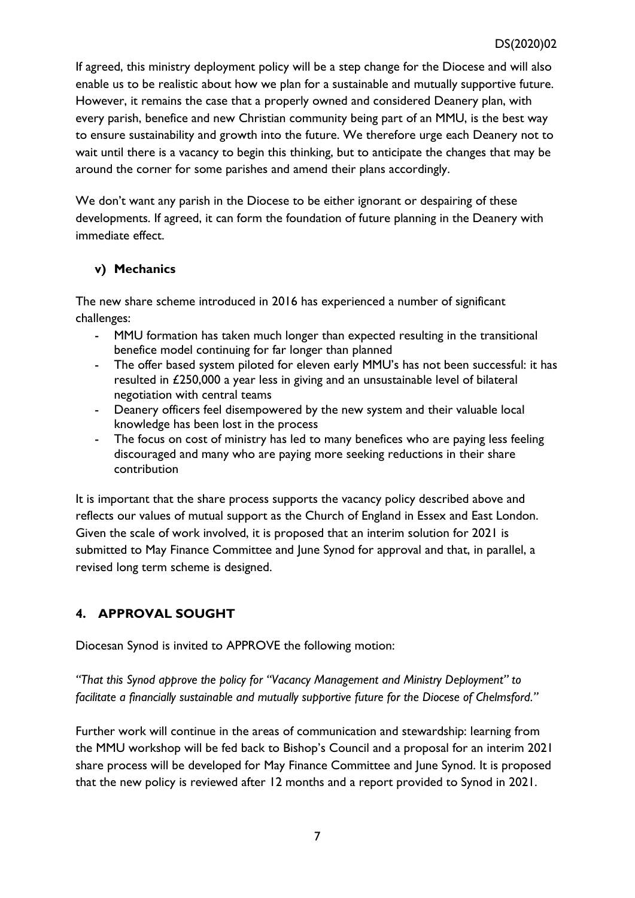If agreed, this ministry deployment policy will be a step change for the Diocese and will also enable us to be realistic about how we plan for a sustainable and mutually supportive future. However, it remains the case that a properly owned and considered Deanery plan, with every parish, benefice and new Christian community being part of an MMU, is the best way to ensure sustainability and growth into the future. We therefore urge each Deanery not to wait until there is a vacancy to begin this thinking, but to anticipate the changes that may be around the corner for some parishes and amend their plans accordingly.

We don't want any parish in the Diocese to be either ignorant or despairing of these developments. If agreed, it can form the foundation of future planning in the Deanery with immediate effect.

### v) Mechanics

The new share scheme introduced in 2016 has experienced a number of significant challenges:

- MMU formation has taken much longer than expected resulting in the transitional benefice model continuing for far longer than planned
- The offer based system piloted for eleven early MMU's has not been successful: it has resulted in £250,000 a year less in giving and an unsustainable level of bilateral negotiation with central teams
- Deanery officers feel disempowered by the new system and their valuable local knowledge has been lost in the process
- The focus on cost of ministry has led to many benefices who are paying less feeling discouraged and many who are paying more seeking reductions in their share contribution

It is important that the share process supports the vacancy policy described above and reflects our values of mutual support as the Church of England in Essex and East London. Given the scale of work involved, it is proposed that an interim solution for 2021 is submitted to May Finance Committee and June Synod for approval and that, in parallel, a revised long term scheme is designed.

## 4. APPROVAL SOUGHT

Diocesan Synod is invited to APPROVE the following motion:

*"That this Synod approve the policy for "Vacancy Management and Ministry Deployment" to facilitate a financially sustainable and mutually supportive future for the Diocese of Chelmsford."*

Further work will continue in the areas of communication and stewardship: learning from the MMU workshop will be fed back to Bishop's Council and a proposal for an interim 2021 share process will be developed for May Finance Committee and June Synod. It is proposed that the new policy is reviewed after 12 months and a report provided to Synod in 2021.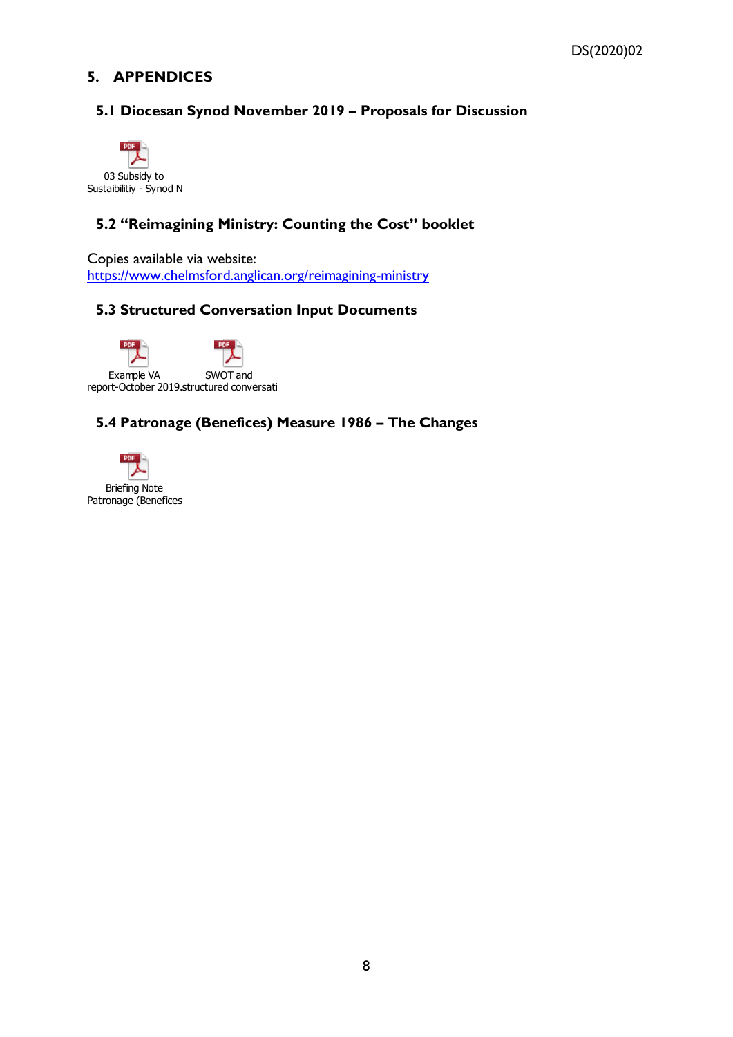## 5. APPENDICES

### 5.1 Diocesan Synod November 2019 – Proposals for Discussion

03 Subsidy to Sustaibilitiy - Synod N

### 5.2 "Reimagining Ministry: Counting the Cost" booklet

Copies available via website:
https://www.chelmsford.anglican.org/reimagining-ministry

### 5.3 Structured Conversation Input Documents

Example VA report-October 2019.

SWOT and structured conversati

### 5.4 Patronage (Benefices) Measure 1986 – The Changes

Briefing Note Patronage (Benefices